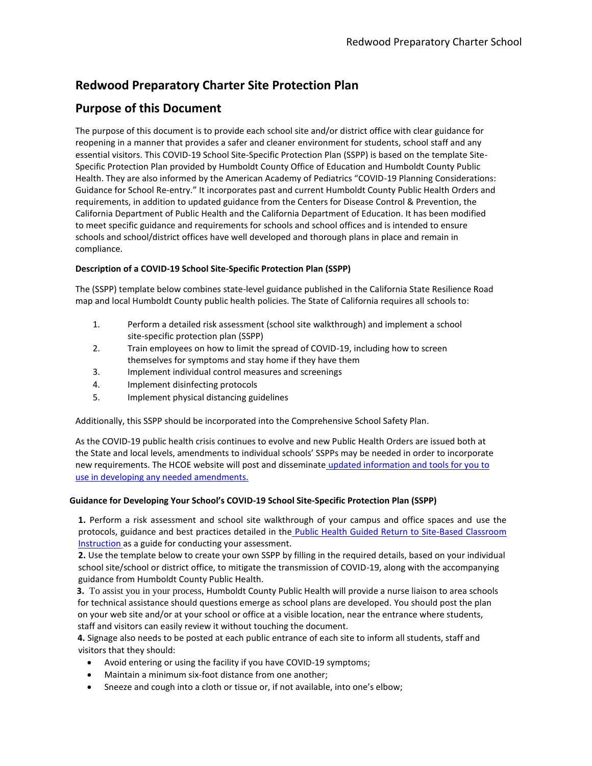# Redwood Preparatory Charter Site Protection Plan

## Purpose of this Document

The purpose of this document is to provide each school site and/or district office with clear guidance for reopening in a manner that provides a safer and cleaner environment for students, school staff and any essential visitors. This COVID-19 School Site-Specific Protection Plan (SSPP) is based on the template Site-Specific Protection Plan provided by Humboldt County Office of Education and Humboldt County Public Health. They are also informed by the American Academy of Pediatrics "COVID-19 Planning Considerations: Guidance for School Re-entry." It incorporates past and current Humboldt County Public Health Orders and requirements, in addition to updated guidance from the Centers for Disease Control & Prevention, the California Department of Public Health and the California Department of Education. It has been modified to meet specific guidance and requirements for schools and school offices and is intended to ensure schools and school/district offices have well developed and thorough plans in place and remain in compliance.

**Description of a COVID-19 School Site-Specific Protection Plan (SSPP)**

The (SSPP) template below combines state-level guidance published in the California State Resilience Road map and local Humboldt County public health policies. The State of California requires all schools to:

1. Perform a detailed risk assessment (school site walkthrough) and implement a school site-specific protection plan (SSPP)
2. Train employees on how to limit the spread of COVID-19, including how to screen themselves for symptoms and stay home if they have them
3. Implement individual control measures and screenings
4. Implement disinfecting protocols
5. Implement physical distancing guidelines

Additionally, this SSPP should be incorporated into the Comprehensive School Safety Plan.

As the COVID-19 public health crisis continues to evolve and new Public Health Orders are issued both at the State and local levels, amendments to individual schools' SSPPs may be needed in order to incorporate new requirements. The HCOE website will post and disseminate updated information and tools for you to use in developing any needed amendments.

**Guidance for Developing Your School's COVID-19 School Site-Specific Protection Plan (SSPP)**

**1.** Perform a risk assessment and school site walkthrough of your campus and office spaces and use the protocols, guidance and best practices detailed in the Public Health Guided Return to Site-Based Classroom Instruction as a guide for conducting your assessment.
**2.** Use the template below to create your own SSPP by filling in the required details, based on your individual school site/school or district office, to mitigate the transmission of COVID-19, along with the accompanying guidance from Humboldt County Public Health.
**3.** To assist you in your process, Humboldt County Public Health will provide a nurse liaison to area schools for technical assistance should questions emerge as school plans are developed. You should post the plan on your web site and/or at your school or office at a visible location, near the entrance where students, staff and visitors can easily review it without touching the document.
**4.** Signage also needs to be posted at each public entrance of each site to inform all students, staff and visitors that they should:

- Avoid entering or using the facility if you have COVID-19 symptoms;
- Maintain a minimum six-foot distance from one another;
- Sneeze and cough into a cloth or tissue or, if not available, into one's elbow;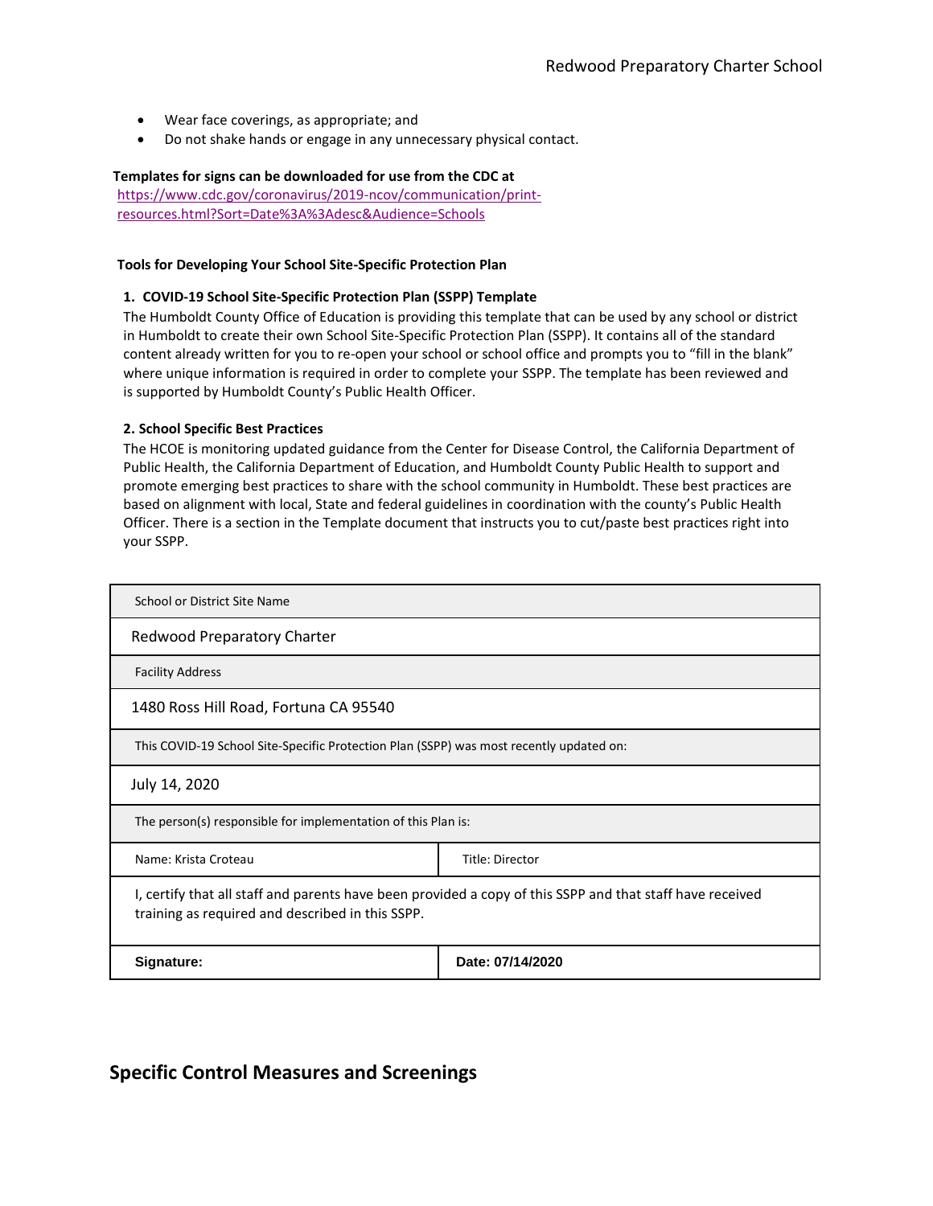- Wear face coverings, as appropriate; and
- Do not shake hands or engage in any unnecessary physical contact.

**Templates for signs can be downloaded for use from the CDC at**
https://www.cdc.gov/coronavirus/2019-ncov/communication/print-resources.html?Sort=Date%3A%3Adesc&Audience=Schools

**Tools for Developing Your School Site-Specific Protection Plan**

**1. COVID-19 School Site-Specific Protection Plan (SSPP) Template**

The Humboldt County Office of Education is providing this template that can be used by any school or district in Humboldt to create their own School Site-Specific Protection Plan (SSPP). It contains all of the standard content already written for you to re-open your school or school office and prompts you to "fill in the blank" where unique information is required in order to complete your SSPP. The template has been reviewed and is supported by Humboldt County's Public Health Officer.

**2. School Specific Best Practices**

The HCOE is monitoring updated guidance from the Center for Disease Control, the California Department of Public Health, the California Department of Education, and Humboldt County Public Health to support and promote emerging best practices to share with the school community in Humboldt. These best practices are based on alignment with local, State and federal guidelines in coordination with the county's Public Health Officer. There is a section in the Template document that instructs you to cut/paste best practices right into your SSPP.

| School or District Site Name | |
|---|---|
| Redwood Preparatory Charter | |
| Facility Address | |
| 1480 Ross Hill Road, Fortuna CA 95540 | |
| This COVID-19 School Site-Specific Protection Plan (SSPP) was most recently updated on: | |
| July 14, 2020 | |
| The person(s) responsible for implementation of this Plan is: | |
| Name: Krista Croteau | Title: Director |
| I, certify that all staff and parents have been provided a copy of this SSPP and that staff have received training as required and described in this SSPP. | |
| **Signature:** | **Date: 07/14/2020** |

## Specific Control Measures and Screenings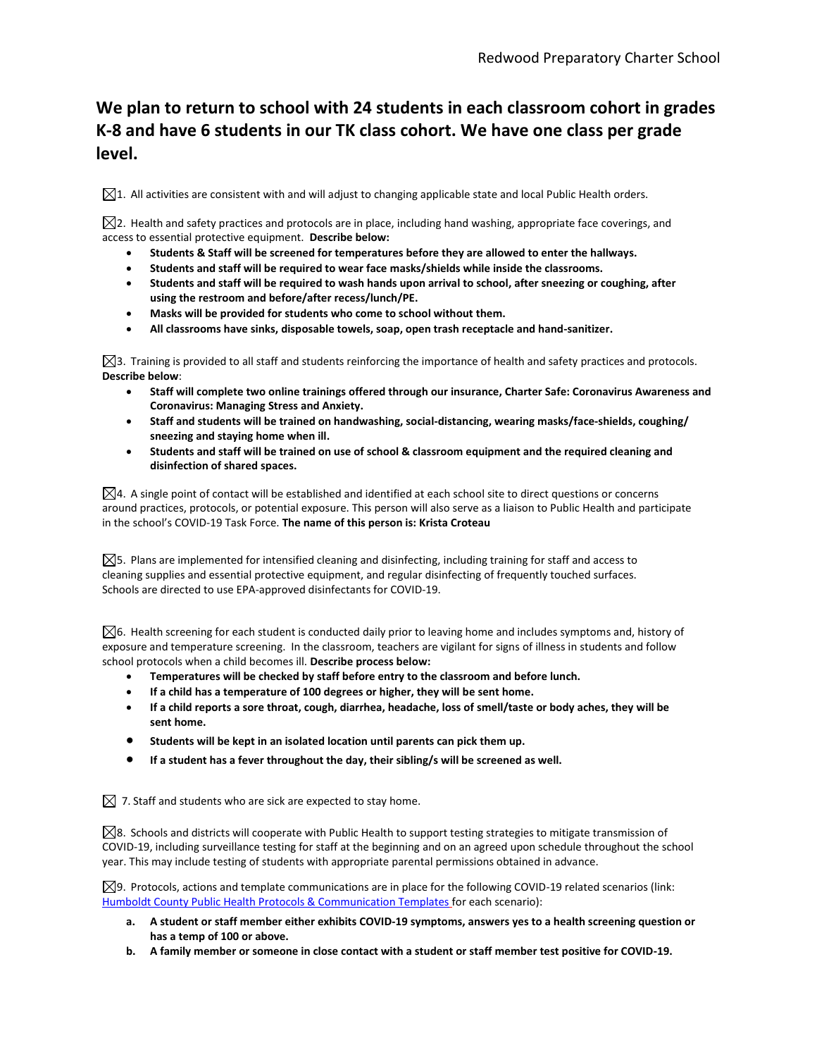## We plan to return to school with 24 students in each classroom cohort in grades K-8 and have 6 students in our TK class cohort. We have one class per grade level.

☒1. All activities are consistent with and will adjust to changing applicable state and local Public Health orders.

☒2. Health and safety practices and protocols are in place, including hand washing, appropriate face coverings, and access to essential protective equipment. **Describe below:**

- **Students & Staff will be screened for temperatures before they are allowed to enter the hallways.**
- **Students and staff will be required to wear face masks/shields while inside the classrooms.**
- **Students and staff will be required to wash hands upon arrival to school, after sneezing or coughing, after using the restroom and before/after recess/lunch/PE.**
- **Masks will be provided for students who come to school without them.**
- **All classrooms have sinks, disposable towels, soap, open trash receptacle and hand-sanitizer.**

☒3. Training is provided to all staff and students reinforcing the importance of health and safety practices and protocols. **Describe below**:

- **Staff will complete two online trainings offered through our insurance, Charter Safe: Coronavirus Awareness and Coronavirus: Managing Stress and Anxiety.**
- **Staff and students will be trained on handwashing, social-distancing, wearing masks/face-shields, coughing/ sneezing and staying home when ill.**
- **Students and staff will be trained on use of school & classroom equipment and the required cleaning and disinfection of shared spaces.**

☒4. A single point of contact will be established and identified at each school site to direct questions or concerns around practices, protocols, or potential exposure. This person will also serve as a liaison to Public Health and participate in the school's COVID-19 Task Force. **The name of this person is: Krista Croteau**

☒5. Plans are implemented for intensified cleaning and disinfecting, including training for staff and access to cleaning supplies and essential protective equipment, and regular disinfecting of frequently touched surfaces. Schools are directed to use EPA-approved disinfectants for COVID-19.

☒6. Health screening for each student is conducted daily prior to leaving home and includes symptoms and, history of exposure and temperature screening. In the classroom, teachers are vigilant for signs of illness in students and follow school protocols when a child becomes ill. **Describe process below:**

- **Temperatures will be checked by staff before entry to the classroom and before lunch.**
- **If a child has a temperature of 100 degrees or higher, they will be sent home.**
- **If a child reports a sore throat, cough, diarrhea, headache, loss of smell/taste or body aches, they will be sent home.**
- **Students will be kept in an isolated location until parents can pick them up.**
- **If a student has a fever throughout the day, their sibling/s will be screened as well.**

☒ 7. Staff and students who are sick are expected to stay home.

☒8. Schools and districts will cooperate with Public Health to support testing strategies to mitigate transmission of COVID-19, including surveillance testing for staff at the beginning and on an agreed upon schedule throughout the school year. This may include testing of students with appropriate parental permissions obtained in advance.

☒9. Protocols, actions and template communications are in place for the following COVID-19 related scenarios (link: Humboldt County Public Health Protocols & Communication Templates for each scenario):

a. **A student or staff member either exhibits COVID-19 symptoms, answers yes to a health screening question or has a temp of 100 or above.**
b. **A family member or someone in close contact with a student or staff member test positive for COVID-19.**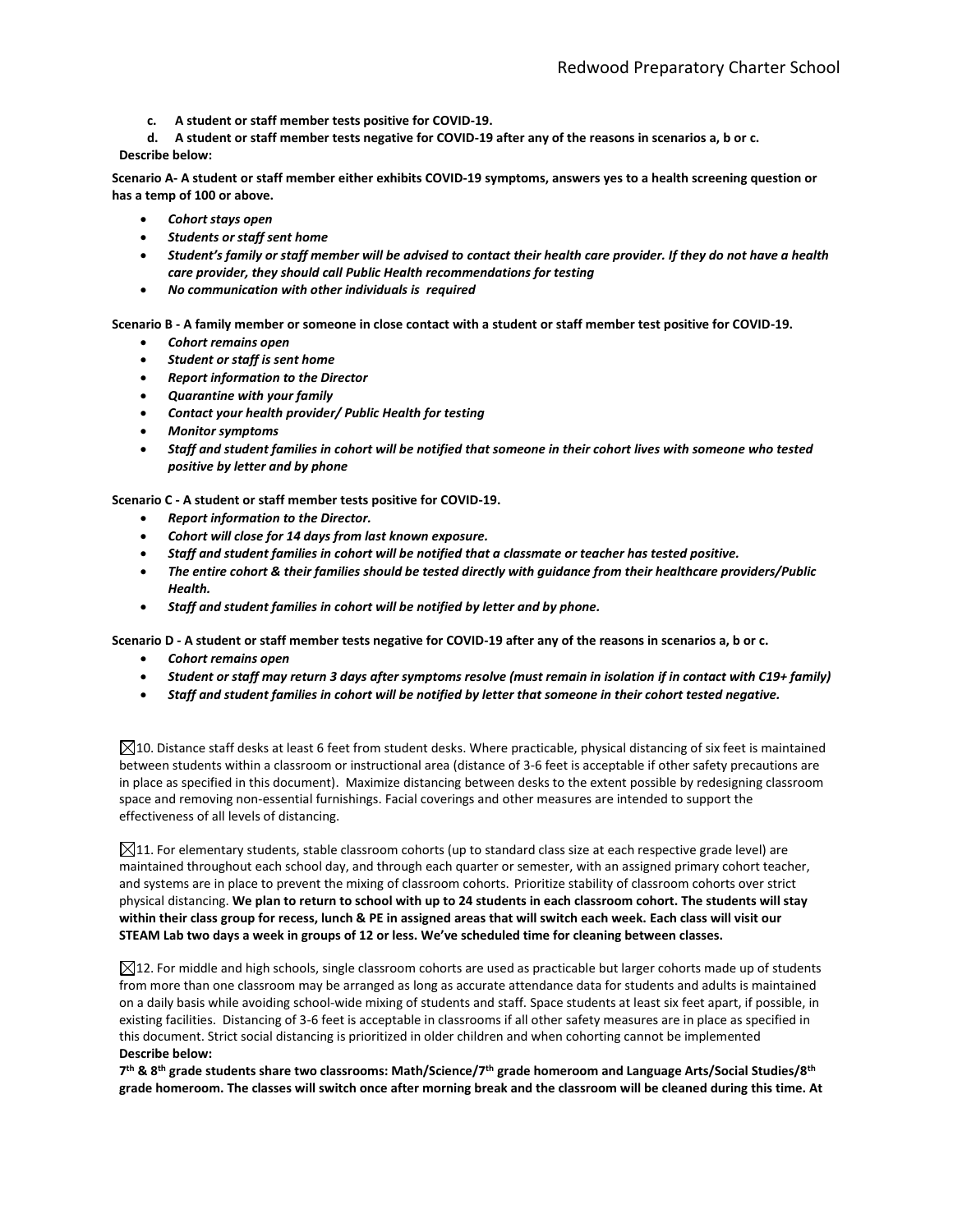**c. A student or staff member tests positive for COVID-19.**

**d. A student or staff member tests negative for COVID-19 after any of the reasons in scenarios a, b or c.**

**Describe below:**

**Scenario A- A student or staff member either exhibits COVID-19 symptoms, answers yes to a health screening question or has a temp of 100 or above.**

- ***Cohort stays open***
- ***Students or staff sent home***
- ***Student's family or staff member will be advised to contact their health care provider. If they do not have a health care provider, they should call Public Health recommendations for testing***
- ***No communication with other individuals is required***

**Scenario B - A family member or someone in close contact with a student or staff member test positive for COVID-19.**

- ***Cohort remains open***
- ***Student or staff is sent home***
- ***Report information to the Director***
- ***Quarantine with your family***
- ***Contact your health provider/ Public Health for testing***
- ***Monitor symptoms***
- ***Staff and student families in cohort will be notified that someone in their cohort lives with someone who tested positive by letter and by phone***

**Scenario C - A student or staff member tests positive for COVID-19.**

- ***Report information to the Director.***
- ***Cohort will close for 14 days from last known exposure.***
- ***Staff and student families in cohort will be notified that a classmate or teacher has tested positive.***
- ***The entire cohort & their families should be tested directly with guidance from their healthcare providers/Public Health.***
- ***Staff and student families in cohort will be notified by letter and by phone.***

**Scenario D - A student or staff member tests negative for COVID-19 after any of the reasons in scenarios a, b or c.**

- ***Cohort remains open***
- ***Student or staff may return 3 days after symptoms resolve (must remain in isolation if in contact with C19+ family)***
- ***Staff and student families in cohort will be notified by letter that someone in their cohort tested negative.***

☒10. Distance staff desks at least 6 feet from student desks. Where practicable, physical distancing of six feet is maintained between students within a classroom or instructional area (distance of 3-6 feet is acceptable if other safety precautions are in place as specified in this document). Maximize distancing between desks to the extent possible by redesigning classroom space and removing non-essential furnishings. Facial coverings and other measures are intended to support the effectiveness of all levels of distancing.

☒11. For elementary students, stable classroom cohorts (up to standard class size at each respective grade level) are maintained throughout each school day, and through each quarter or semester, with an assigned primary cohort teacher, and systems are in place to prevent the mixing of classroom cohorts. Prioritize stability of classroom cohorts over strict physical distancing. **We plan to return to school with up to 24 students in each classroom cohort. The students will stay within their class group for recess, lunch & PE in assigned areas that will switch each week. Each class will visit our STEAM Lab two days a week in groups of 12 or less. We've scheduled time for cleaning between classes.**

☒12. For middle and high schools, single classroom cohorts are used as practicable but larger cohorts made up of students from more than one classroom may be arranged as long as accurate attendance data for students and adults is maintained on a daily basis while avoiding school-wide mixing of students and staff. Space students at least six feet apart, if possible, in existing facilities. Distancing of 3-6 feet is acceptable in classrooms if all other safety measures are in place as specified in this document. Strict social distancing is prioritized in older children and when cohorting cannot be implemented

**Describe below:**

**7th & 8th grade students share two classrooms: Math/Science/7th grade homeroom and Language Arts/Social Studies/8th grade homeroom. The classes will switch once after morning break and the classroom will be cleaned during this time. At**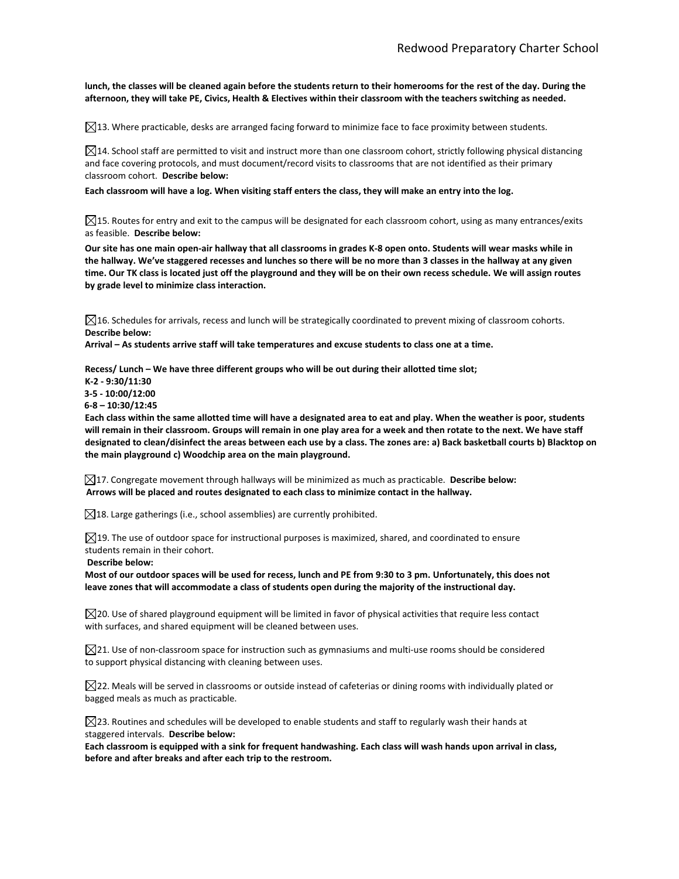**lunch, the classes will be cleaned again before the students return to their homerooms for the rest of the day. During the afternoon, they will take PE, Civics, Health & Electives within their classroom with the teachers switching as needed.**

☒13. Where practicable, desks are arranged facing forward to minimize face to face proximity between students.

☒14. School staff are permitted to visit and instruct more than one classroom cohort, strictly following physical distancing and face covering protocols, and must document/record visits to classrooms that are not identified as their primary classroom cohort. **Describe below:**

**Each classroom will have a log. When visiting staff enters the class, they will make an entry into the log.**

☒15. Routes for entry and exit to the campus will be designated for each classroom cohort, using as many entrances/exits as feasible. **Describe below:**

**Our site has one main open-air hallway that all classrooms in grades K-8 open onto. Students will wear masks while in the hallway. We've staggered recesses and lunches so there will be no more than 3 classes in the hallway at any given time. Our TK class is located just off the playground and they will be on their own recess schedule. We will assign routes by grade level to minimize class interaction.**

☒16. Schedules for arrivals, recess and lunch will be strategically coordinated to prevent mixing of classroom cohorts. **Describe below:**

**Arrival – As students arrive staff will take temperatures and excuse students to class one at a time.**

**Recess/ Lunch – We have three different groups who will be out during their allotted time slot;**
**K-2 - 9:30/11:30**
**3-5 - 10:00/12:00**
**6-8 – 10:30/12:45**
**Each class within the same allotted time will have a designated area to eat and play. When the weather is poor, students will remain in their classroom. Groups will remain in one play area for a week and then rotate to the next. We have staff designated to clean/disinfect the areas between each use by a class. The zones are: a) Back basketball courts b) Blacktop on the main playground c) Woodchip area on the main playground.**

☒17. Congregate movement through hallways will be minimized as much as practicable. **Describe below:**
**Arrows will be placed and routes designated to each class to minimize contact in the hallway.**

☒18. Large gatherings (i.e., school assemblies) are currently prohibited.

☒19. The use of outdoor space for instructional purposes is maximized, shared, and coordinated to ensure students remain in their cohort.
**Describe below:**
**Most of our outdoor spaces will be used for recess, lunch and PE from 9:30 to 3 pm. Unfortunately, this does not leave zones that will accommodate a class of students open during the majority of the instructional day.**

☒20. Use of shared playground equipment will be limited in favor of physical activities that require less contact with surfaces, and shared equipment will be cleaned between uses.

☒21. Use of non-classroom space for instruction such as gymnasiums and multi-use rooms should be considered to support physical distancing with cleaning between uses.

☒22. Meals will be served in classrooms or outside instead of cafeterias or dining rooms with individually plated or bagged meals as much as practicable.

☒23. Routines and schedules will be developed to enable students and staff to regularly wash their hands at staggered intervals. **Describe below:**
**Each classroom is equipped with a sink for frequent handwashing. Each class will wash hands upon arrival in class, before and after breaks and after each trip to the restroom.**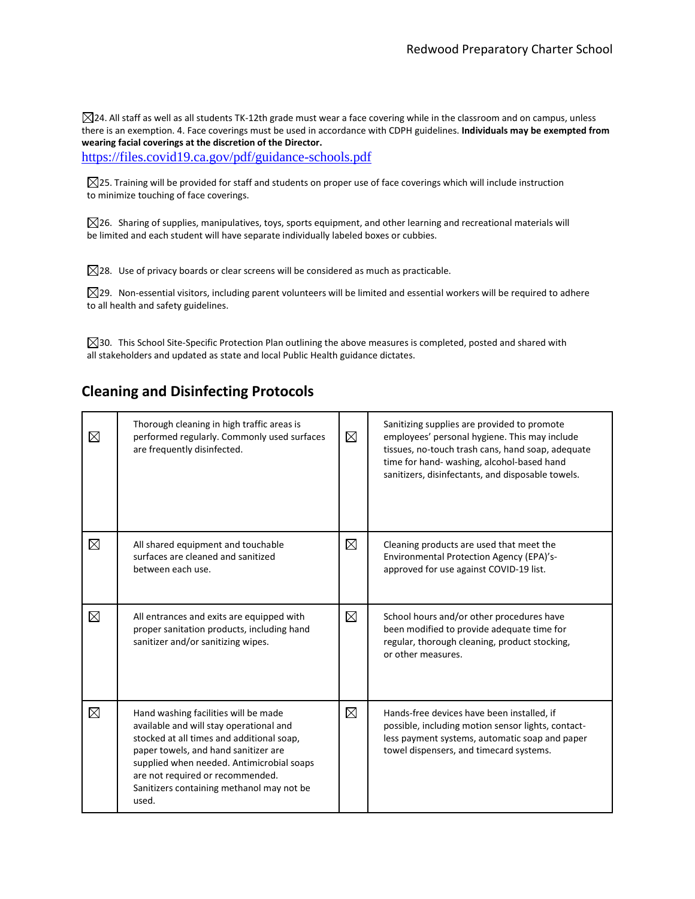☒24. All staff as well as all students TK-12th grade must wear a face covering while in the classroom and on campus, unless there is an exemption. 4. Face coverings must be used in accordance with CDPH guidelines. **Individuals may be exempted from wearing facial coverings at the discretion of the Director.**
https://files.covid19.ca.gov/pdf/guidance-schools.pdf

☒25. Training will be provided for staff and students on proper use of face coverings which will include instruction to minimize touching of face coverings.

☒26. Sharing of supplies, manipulatives, toys, sports equipment, and other learning and recreational materials will be limited and each student will have separate individually labeled boxes or cubbies.

☒28. Use of privacy boards or clear screens will be considered as much as practicable.

☒29. Non-essential visitors, including parent volunteers will be limited and essential workers will be required to adhere to all health and safety guidelines.

☒30. This School Site-Specific Protection Plan outlining the above measures is completed, posted and shared with all stakeholders and updated as state and local Public Health guidance dictates.

## Cleaning and Disinfecting Protocols

| | | | |
|---|---|---|---|
| ☒ | Thorough cleaning in high traffic areas is performed regularly. Commonly used surfaces are frequently disinfected. | ☒ | Sanitizing supplies are provided to promote employees' personal hygiene. This may include tissues, no-touch trash cans, hand soap, adequate time for hand- washing, alcohol-based hand sanitizers, disinfectants, and disposable towels. |
| ☒ | All shared equipment and touchable surfaces are cleaned and sanitized between each use. | ☒ | Cleaning products are used that meet the Environmental Protection Agency (EPA)'s-approved for use against COVID-19 list. |
| ☒ | All entrances and exits are equipped with proper sanitation products, including hand sanitizer and/or sanitizing wipes. | ☒ | School hours and/or other procedures have been modified to provide adequate time for regular, thorough cleaning, product stocking, or other measures. |
| ☒ | Hand washing facilities will be made available and will stay operational and stocked at all times and additional soap, paper towels, and hand sanitizer are supplied when needed. Antimicrobial soaps are not required or recommended. Sanitizers containing methanol may not be used. | ☒ | Hands-free devices have been installed, if possible, including motion sensor lights, contact-less payment systems, automatic soap and paper towel dispensers, and timecard systems. |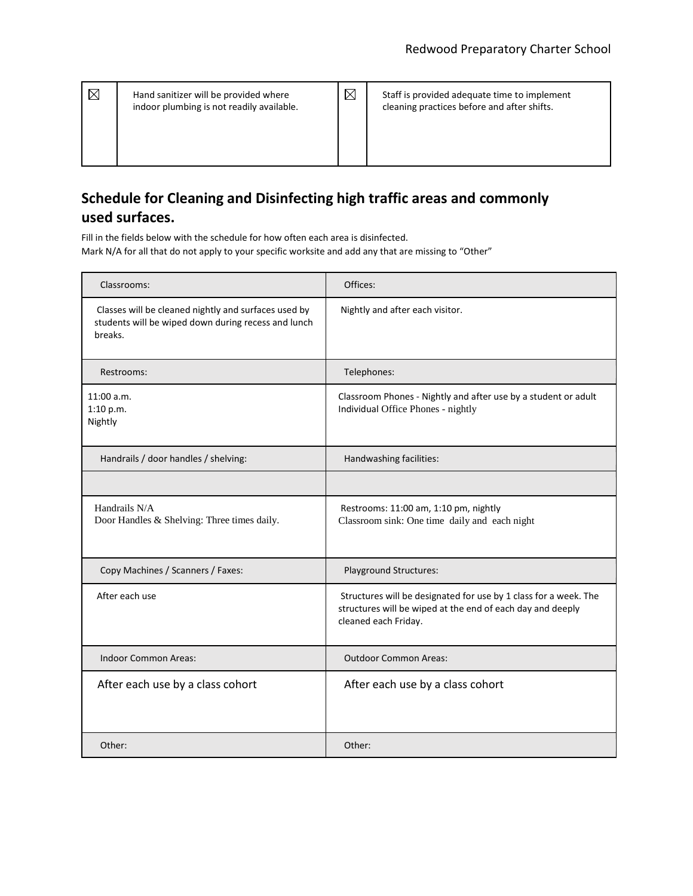| ☒ | Hand sanitizer will be provided where indoor plumbing is not readily available. | ☒ | Staff is provided adequate time to implement cleaning practices before and after shifts. |
|---|---|---|---|

## Schedule for Cleaning and Disinfecting high traffic areas and commonly used surfaces.

Fill in the fields below with the schedule for how often each area is disinfected.
Mark N/A for all that do not apply to your specific worksite and add any that are missing to "Other"

| Classrooms: | Offices: |
|---|---|
| Classes will be cleaned nightly and surfaces used by students will be wiped down during recess and lunch breaks. | Nightly and after each visitor. |
| **Restrooms:** | **Telephones:** |
| 11:00 a.m.<br>1:10 p.m.<br>Nightly | Classroom Phones - Nightly and after use by a student or adult<br>Individual Office Phones - nightly |
| **Handrails / door handles / shelving:** | **Handwashing facilities:** |
| | |
| Handrails N/A<br>Door Handles & Shelving: Three times daily. | Restrooms: 11:00 am, 1:10 pm, nightly<br>Classroom sink: One time daily and each night |
| **Copy Machines / Scanners / Faxes:** | **Playground Structures:** |
| After each use | Structures will be designated for use by 1 class for a week. The structures will be wiped at the end of each day and deeply cleaned each Friday. |
| **Indoor Common Areas:** | **Outdoor Common Areas:** |
| After each use by a class cohort | After each use by a class cohort |
| **Other:** | **Other:** |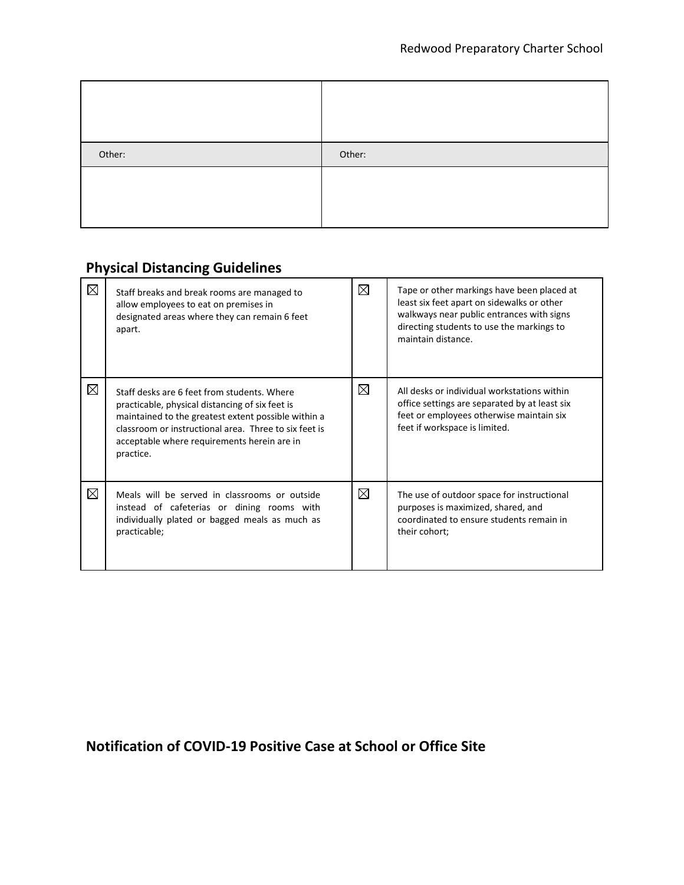| | |
|---|---|
| | |
| Other: | Other: |
| | |

## Physical Distancing Guidelines

| | | | |
|---|---|---|---|
| ☒ | Staff breaks and break rooms are managed to allow employees to eat on premises in designated areas where they can remain 6 feet apart. | ☒ | Tape or other markings have been placed at least six feet apart on sidewalks or other walkways near public entrances with signs directing students to use the markings to maintain distance. |
| ☒ | Staff desks are 6 feet from students. Where practicable, physical distancing of six feet is maintained to the greatest extent possible within a classroom or instructional area. Three to six feet is acceptable where requirements herein are in practice. | ☒ | All desks or individual workstations within office settings are separated by at least six feet or employees otherwise maintain six feet if workspace is limited. |
| ☒ | Meals will be served in classrooms or outside instead of cafeterias or dining rooms with individually plated or bagged meals as much as practicable; | ☒ | The use of outdoor space for instructional purposes is maximized, shared, and coordinated to ensure students remain in their cohort; |

## Notification of COVID-19 Positive Case at School or Office Site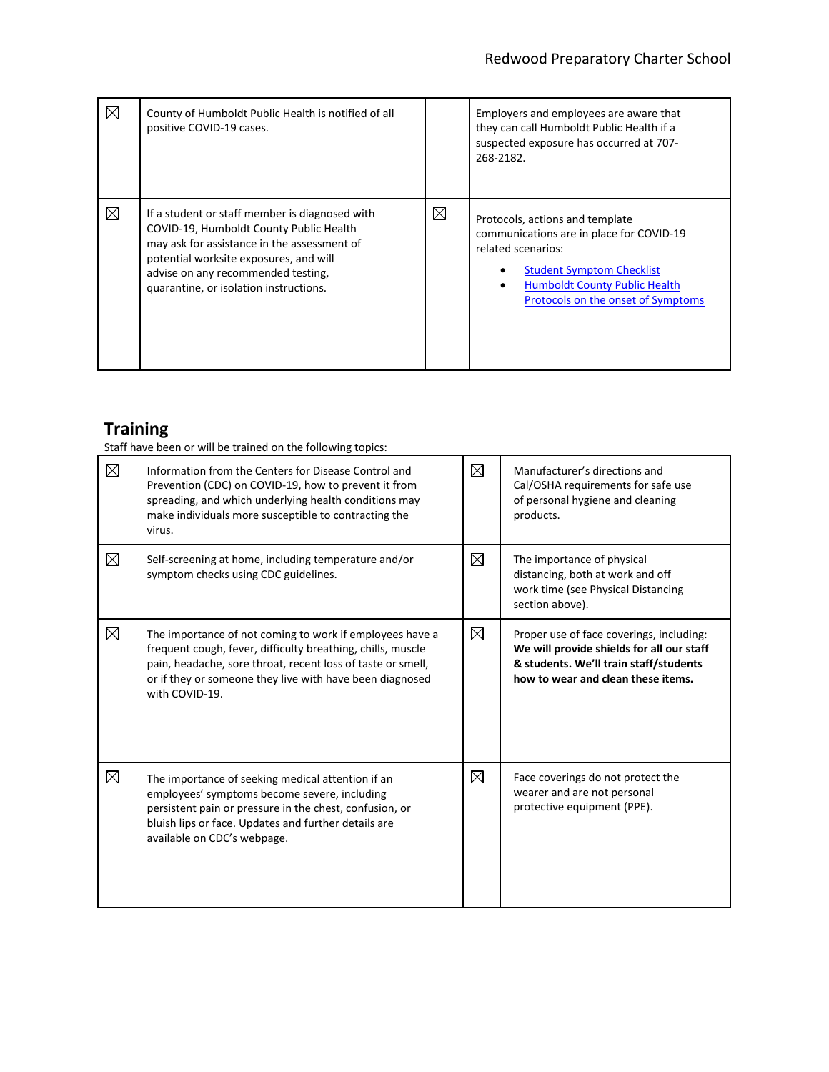| | | | |
|---|---|---|---|
| ☒ | County of Humboldt Public Health is notified of all positive COVID-19 cases. | | Employers and employees are aware that they can call Humboldt Public Health if a suspected exposure has occurred at 707-268-2182. |
| ☒ | If a student or staff member is diagnosed with COVID-19, Humboldt County Public Health may ask for assistance in the assessment of potential worksite exposures, and will advise on any recommended testing, quarantine, or isolation instructions. | ☒ | Protocols, actions and template communications are in place for COVID-19 related scenarios: <br>• Student Symptom Checklist<br>• Humboldt County Public Health Protocols on the onset of Symptoms |

## Training

Staff have been or will be trained on the following topics:

| | | | |
|---|---|---|---|
| ☒ | Information from the Centers for Disease Control and Prevention (CDC) on COVID-19, how to prevent it from spreading, and which underlying health conditions may make individuals more susceptible to contracting the virus. | ☒ | Manufacturer's directions and Cal/OSHA requirements for safe use of personal hygiene and cleaning products. |
| ☒ | Self-screening at home, including temperature and/or symptom checks using CDC guidelines. | ☒ | The importance of physical distancing, both at work and off work time (see Physical Distancing section above). |
| ☒ | The importance of not coming to work if employees have a frequent cough, fever, difficulty breathing, chills, muscle pain, headache, sore throat, recent loss of taste or smell, or if they or someone they live with have been diagnosed with COVID-19. | ☒ | Proper use of face coverings, including: **We will provide shields for all our staff & students. We'll train staff/students how to wear and clean these items.** |
| ☒ | The importance of seeking medical attention if an employees' symptoms become severe, including persistent pain or pressure in the chest, confusion, or bluish lips or face. Updates and further details are available on CDC's webpage. | ☒ | Face coverings do not protect the wearer and are not personal protective equipment (PPE). |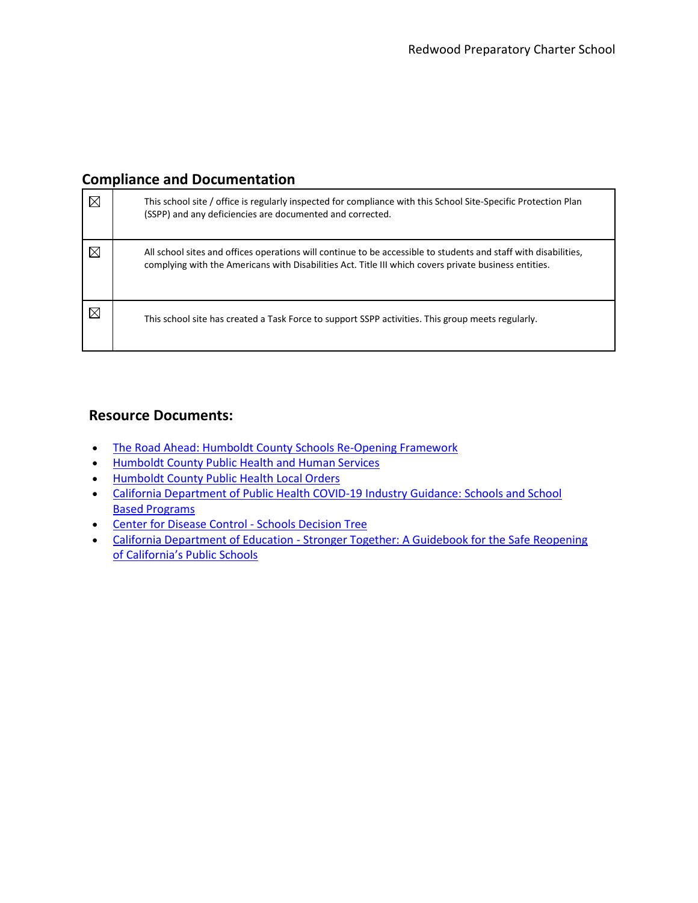## Compliance and Documentation

| | |
|---|---|
| ☒ | This school site / office is regularly inspected for compliance with this School Site-Specific Protection Plan (SSPP) and any deficiencies are documented and corrected. |
| ☒ | All school sites and offices operations will continue to be accessible to students and staff with disabilities, complying with the Americans with Disabilities Act. Title III which covers private business entities. |
| ☒ | This school site has created a Task Force to support SSPP activities. This group meets regularly. |

## Resource Documents:

- The Road Ahead: Humboldt County Schools Re-Opening Framework
- Humboldt County Public Health and Human Services
- Humboldt County Public Health Local Orders
- California Department of Public Health COVID-19 Industry Guidance: Schools and School Based Programs
- Center for Disease Control - Schools Decision Tree
- California Department of Education - Stronger Together: A Guidebook for the Safe Reopening of California's Public Schools